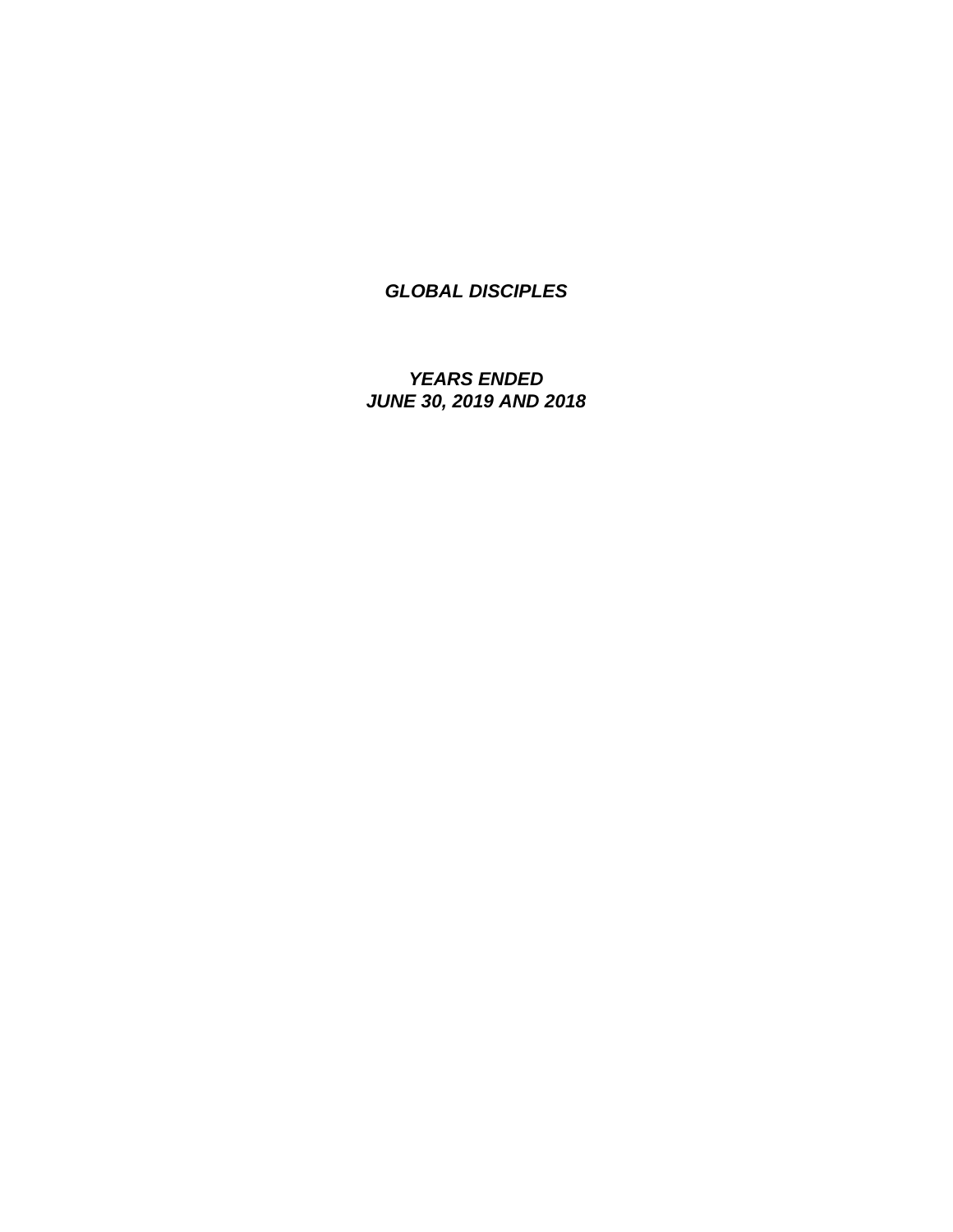***GLOBAL DISCIPLES***

***YEARS ENDED***
***JUNE 30, 2019 AND 2018***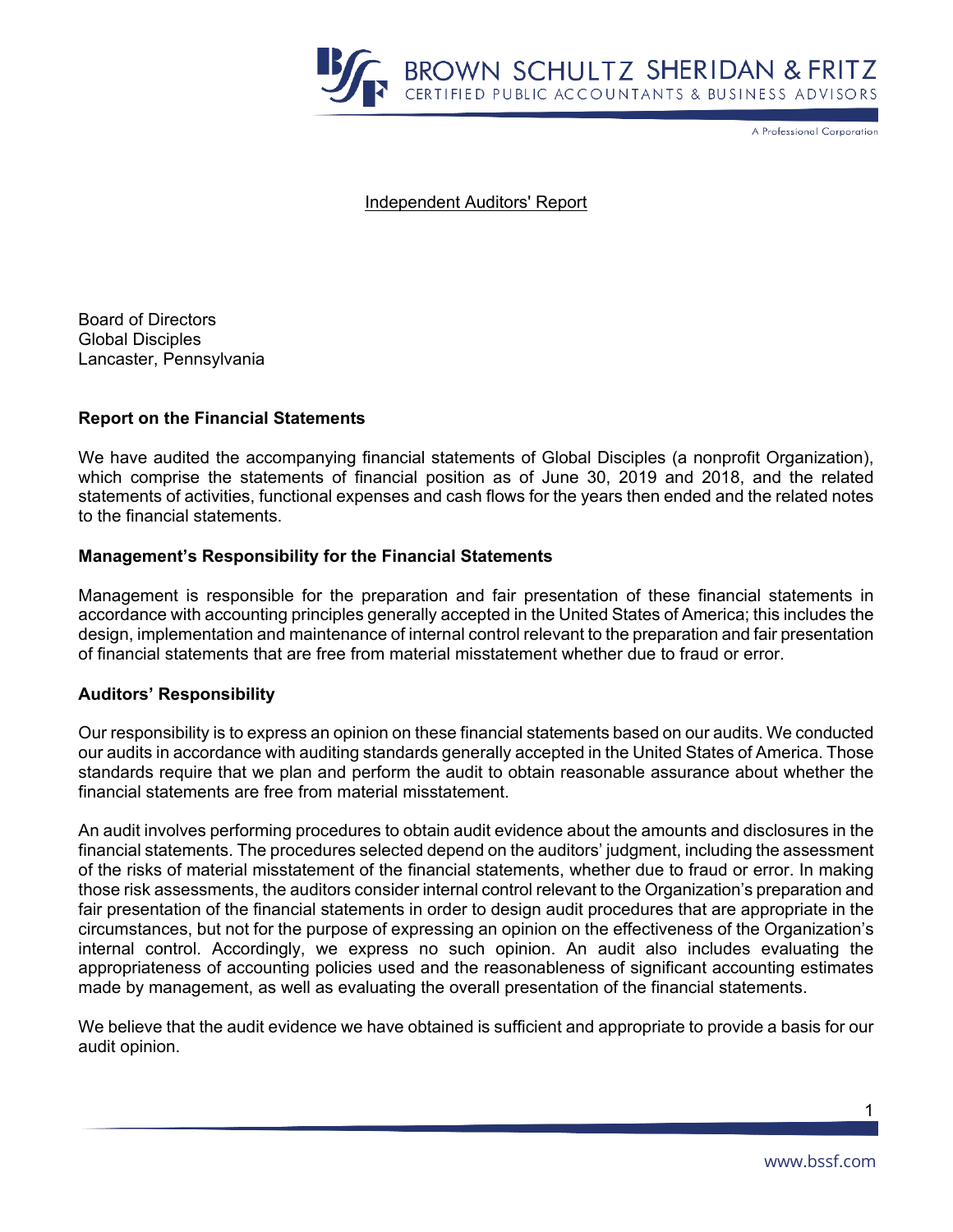# Independent Auditors' Report

Board of Directors
Global Disciples
Lancaster, Pennsylvania

## Report on the Financial Statements

We have audited the accompanying financial statements of Global Disciples (a nonprofit Organization), which comprise the statements of financial position as of June 30, 2019 and 2018, and the related statements of activities, functional expenses and cash flows for the years then ended and the related notes to the financial statements.

## Management's Responsibility for the Financial Statements

Management is responsible for the preparation and fair presentation of these financial statements in accordance with accounting principles generally accepted in the United States of America; this includes the design, implementation and maintenance of internal control relevant to the preparation and fair presentation of financial statements that are free from material misstatement whether due to fraud or error.

## Auditors' Responsibility

Our responsibility is to express an opinion on these financial statements based on our audits. We conducted our audits in accordance with auditing standards generally accepted in the United States of America. Those standards require that we plan and perform the audit to obtain reasonable assurance about whether the financial statements are free from material misstatement.

An audit involves performing procedures to obtain audit evidence about the amounts and disclosures in the financial statements. The procedures selected depend on the auditors' judgment, including the assessment of the risks of material misstatement of the financial statements, whether due to fraud or error. In making those risk assessments, the auditors consider internal control relevant to the Organization's preparation and fair presentation of the financial statements in order to design audit procedures that are appropriate in the circumstances, but not for the purpose of expressing an opinion on the effectiveness of the Organization's internal control. Accordingly, we express no such opinion. An audit also includes evaluating the appropriateness of accounting policies used and the reasonableness of significant accounting estimates made by management, as well as evaluating the overall presentation of the financial statements.

We believe that the audit evidence we have obtained is sufficient and appropriate to provide a basis for our audit opinion.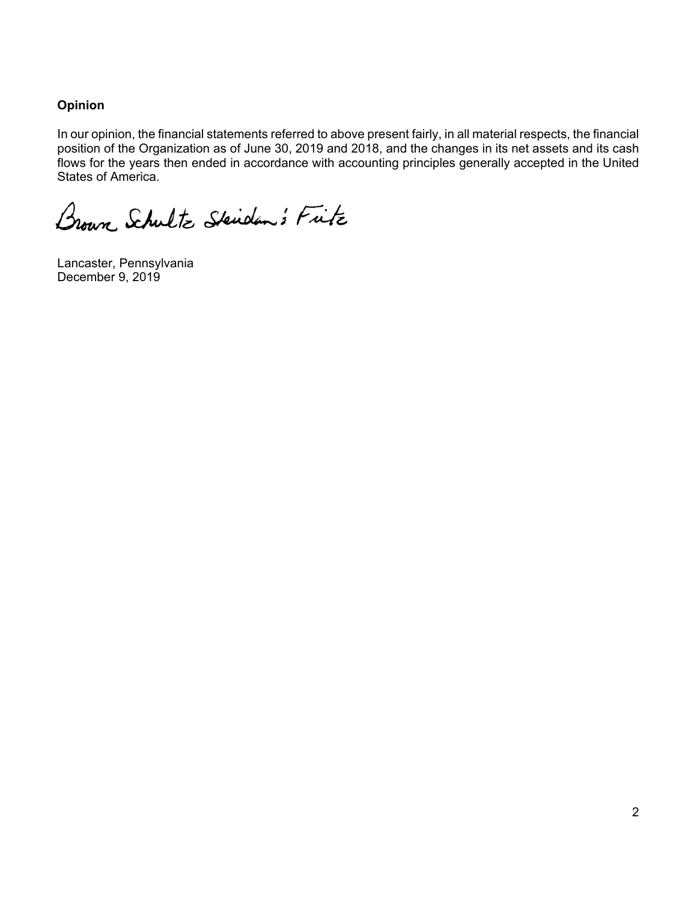**Opinion**

In our opinion, the financial statements referred to above present fairly, in all material respects, the financial position of the Organization as of June 30, 2019 and 2018, and the changes in its net assets and its cash flows for the years then ended in accordance with accounting principles generally accepted in the United States of America.

Brown Schultz Sheridan & Fritz

Lancaster, Pennsylvania
December 9, 2019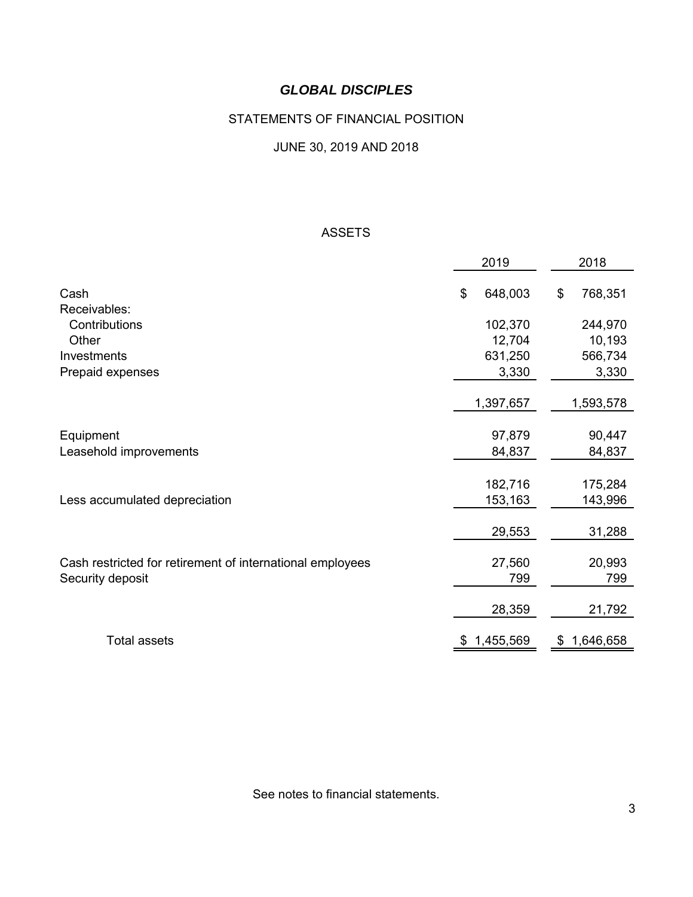# *GLOBAL DISCIPLES*

## STATEMENTS OF FINANCIAL POSITION

### JUNE 30, 2019 AND 2018

#### ASSETS

| | 2019 | 2018 |
|---|---|---|
| Cash | $ 648,003 | $ 768,351 |
| Receivables: | | |
| Contributions | 102,370 | 244,970 |
| Other | 12,704 | 10,193 |
| Investments | 631,250 | 566,734 |
| Prepaid expenses | 3,330 | 3,330 |
| | 1,397,657 | 1,593,578 |
| Equipment | 97,879 | 90,447 |
| Leasehold improvements | 84,837 | 84,837 |
| | 182,716 | 175,284 |
| Less accumulated depreciation | 153,163 | 143,996 |
| | 29,553 | 31,288 |
| Cash restricted for retirement of international employees | 27,560 | 20,993 |
| Security deposit | 799 | 799 |
| | 28,359 | 21,792 |
| Total assets | $ 1,455,569 | $ 1,646,658 |

See notes to financial statements.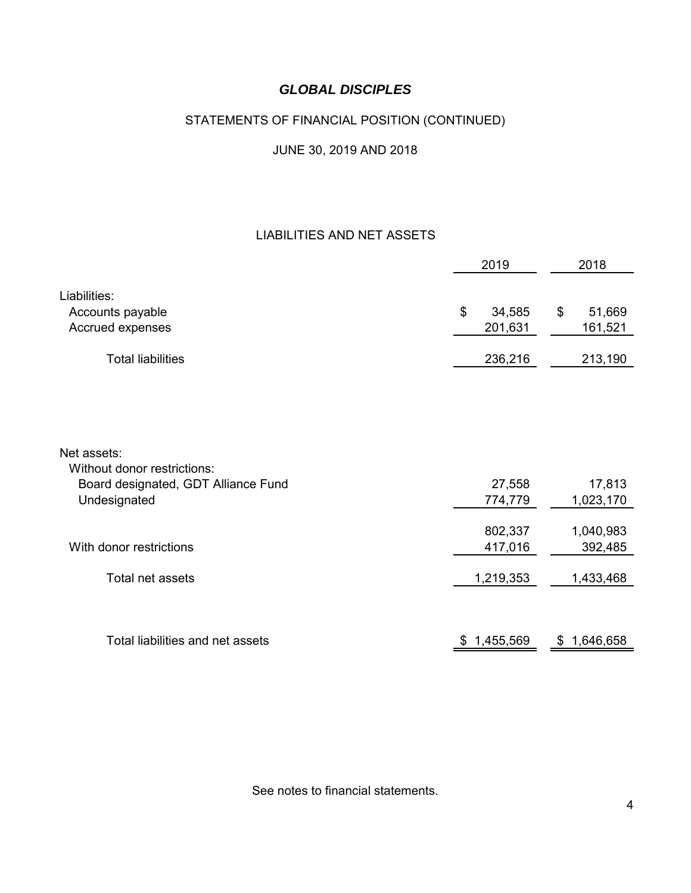# *GLOBAL DISCIPLES*

## STATEMENTS OF FINANCIAL POSITION (CONTINUED)

## JUNE 30, 2019 AND 2018

### LIABILITIES AND NET ASSETS

| | 2019 | 2018 |
|---|---|---|
| Liabilities: | | |
| Accounts payable | $ 34,585 | $ 51,669 |
| Accrued expenses | 201,631 | 161,521 |
| Total liabilities | 236,216 | 213,190 |
| | | |
| Net assets: | | |
| Without donor restrictions: | | |
| Board designated, GDT Alliance Fund | 27,558 | 17,813 |
| Undesignated | 774,779 | 1,023,170 |
| | 802,337 | 1,040,983 |
| With donor restrictions | 417,016 | 392,485 |
| Total net assets | 1,219,353 | 1,433,468 |
| | | |
| Total liabilities and net assets | $ 1,455,569 | $ 1,646,658 |

See notes to financial statements.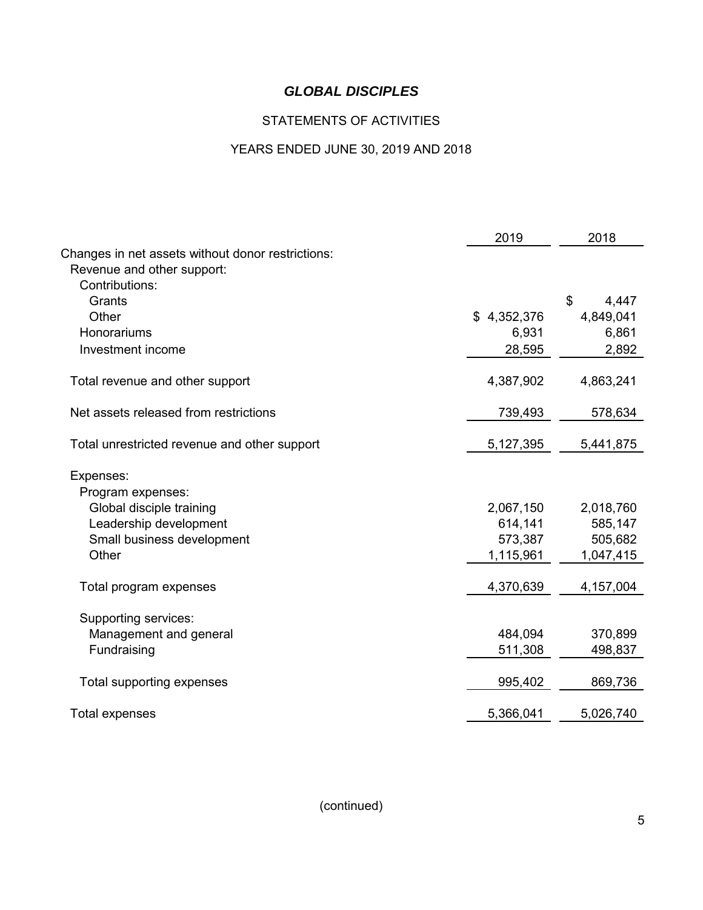# *GLOBAL DISCIPLES*

## STATEMENTS OF ACTIVITIES

## YEARS ENDED JUNE 30, 2019 AND 2018

| | 2019 | 2018 |
|---|---|---|
| Changes in net assets without donor restrictions: | | |
| Revenue and other support: | | |
| Contributions: | | |
| Grants | | $ 4,447 |
| Other | $ 4,352,376 | 4,849,041 |
| Honorariums | 6,931 | 6,861 |
| Investment income | 28,595 | 2,892 |
| Total revenue and other support | 4,387,902 | 4,863,241 |
| Net assets released from restrictions | 739,493 | 578,634 |
| Total unrestricted revenue and other support | 5,127,395 | 5,441,875 |
| Expenses: | | |
| Program expenses: | | |
| Global disciple training | 2,067,150 | 2,018,760 |
| Leadership development | 614,141 | 585,147 |
| Small business development | 573,387 | 505,682 |
| Other | 1,115,961 | 1,047,415 |
| Total program expenses | 4,370,639 | 4,157,004 |
| Supporting services: | | |
| Management and general | 484,094 | 370,899 |
| Fundraising | 511,308 | 498,837 |
| Total supporting expenses | 995,402 | 869,736 |
| Total expenses | 5,366,041 | 5,026,740 |

(continued)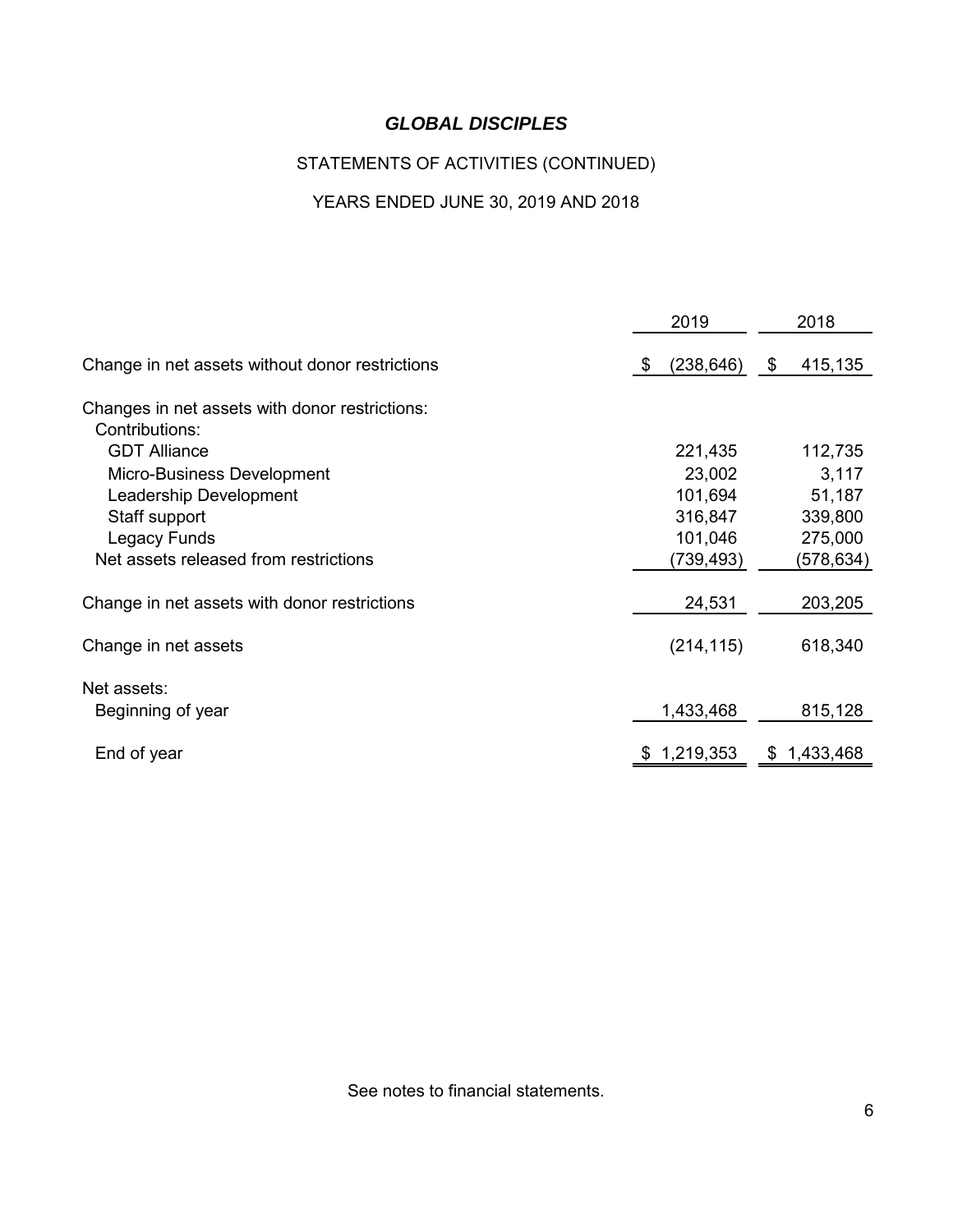# *GLOBAL DISCIPLES*

STATEMENTS OF ACTIVITIES (CONTINUED)

YEARS ENDED JUNE 30, 2019 AND 2018

| | 2019 | 2018 |
|---|---|---|
| Change in net assets without donor restrictions | $ (238,646) | $ 415,135 |
| Changes in net assets with donor restrictions: | | |
| Contributions: | | |
| GDT Alliance | 221,435 | 112,735 |
| Micro-Business Development | 23,002 | 3,117 |
| Leadership Development | 101,694 | 51,187 |
| Staff support | 316,847 | 339,800 |
| Legacy Funds | 101,046 | 275,000 |
| Net assets released from restrictions | (739,493) | (578,634) |
| Change in net assets with donor restrictions | 24,531 | 203,205 |
| Change in net assets | (214,115) | 618,340 |
| Net assets: | | |
| Beginning of year | 1,433,468 | 815,128 |
| End of year | $ 1,219,353 | $ 1,433,468 |

See notes to financial statements.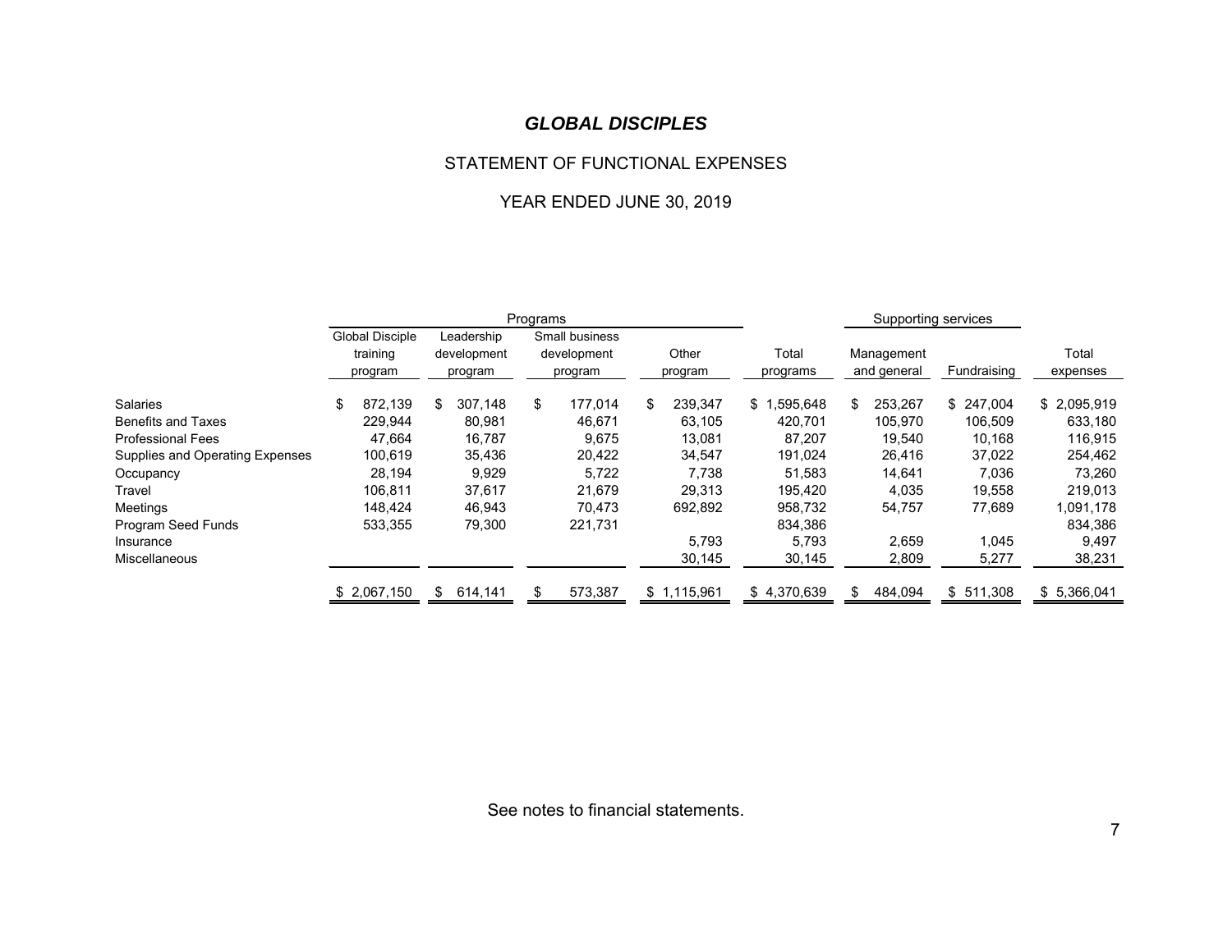# *GLOBAL DISCIPLES*

## STATEMENT OF FUNCTIONAL EXPENSES

## YEAR ENDED JUNE 30, 2019

| | Programs | | | | | Supporting services | | |
|---|---|---|---|---|---|---|---|---|
| | Global Disciple training program | Leadership development program | Small business development program | Other program | Total programs | Management and general | Fundraising | Total expenses |
| Salaries | $ 872,139 | $ 307,148 | $ 177,014 | $ 239,347 | $ 1,595,648 | $ 253,267 | $ 247,004 | $ 2,095,919 |
| Benefits and Taxes | 229,944 | 80,981 | 46,671 | 63,105 | 420,701 | 105,970 | 106,509 | 633,180 |
| Professional Fees | 47,664 | 16,787 | 9,675 | 13,081 | 87,207 | 19,540 | 10,168 | 116,915 |
| Supplies and Operating Expenses | 100,619 | 35,436 | 20,422 | 34,547 | 191,024 | 26,416 | 37,022 | 254,462 |
| Occupancy | 28,194 | 9,929 | 5,722 | 7,738 | 51,583 | 14,641 | 7,036 | 73,260 |
| Travel | 106,811 | 37,617 | 21,679 | 29,313 | 195,420 | 4,035 | 19,558 | 219,013 |
| Meetings | 148,424 | 46,943 | 70,473 | 692,892 | 958,732 | 54,757 | 77,689 | 1,091,178 |
| Program Seed Funds | 533,355 | 79,300 | 221,731 | | 834,386 | | | 834,386 |
| Insurance | | | | 5,793 | 5,793 | 2,659 | 1,045 | 9,497 |
| Miscellaneous | | | | 30,145 | 30,145 | 2,809 | 5,277 | 38,231 |
| | $ 2,067,150 | $ 614,141 | $ 573,387 | $ 1,115,961 | $ 4,370,639 | $ 484,094 | $ 511,308 | $ 5,366,041 |

See notes to financial statements.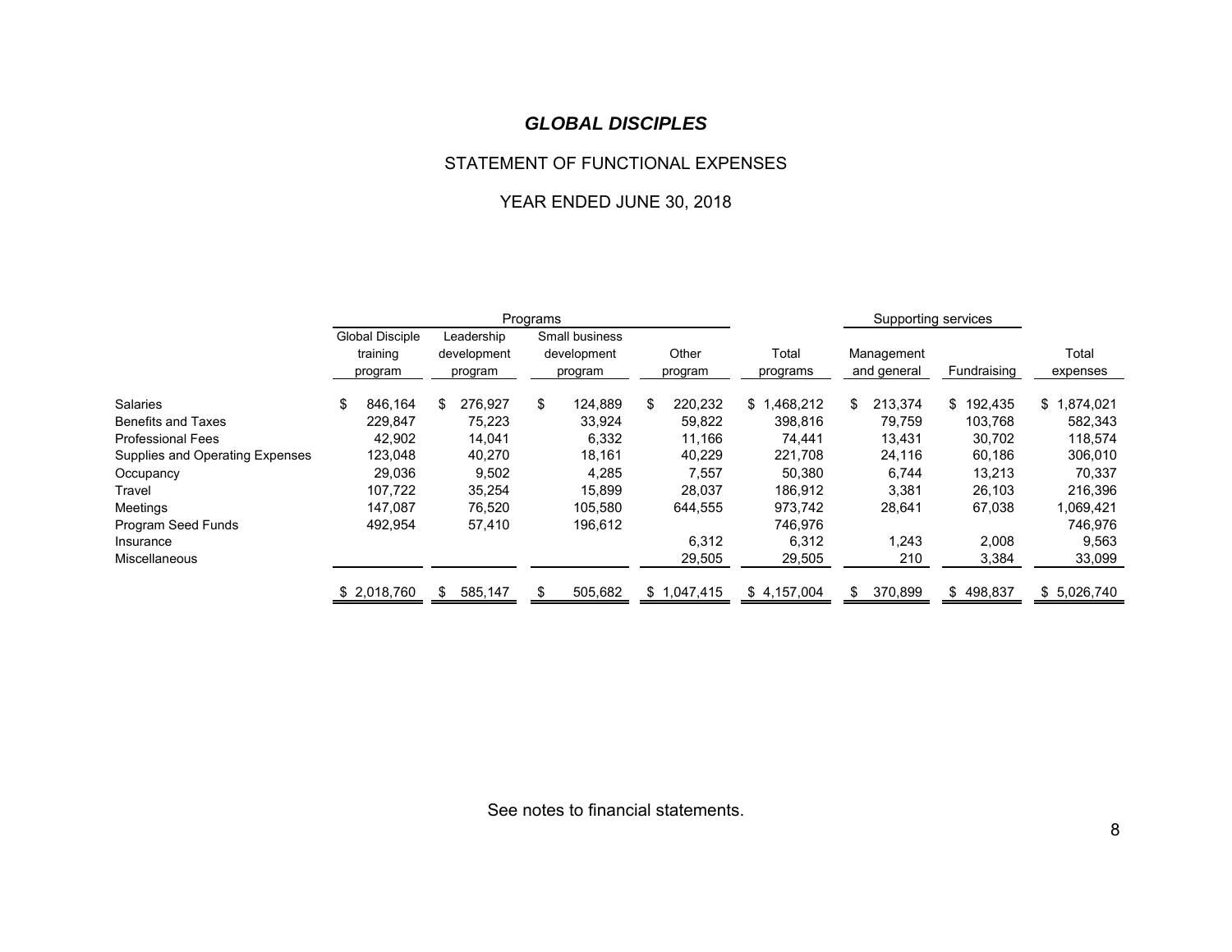# *GLOBAL DISCIPLES*

## STATEMENT OF FUNCTIONAL EXPENSES

## YEAR ENDED JUNE 30, 2018

| | Programs | | | | | Supporting services | | |
|---|---|---|---|---|---|---|---|---|
| | Global Disciple training program | Leadership development program | Small business development program | Other program | Total programs | Management and general | Fundraising | Total expenses |
| Salaries | $ 846,164 | $ 276,927 | $ 124,889 | $ 220,232 | $ 1,468,212 | $ 213,374 | $ 192,435 | $ 1,874,021 |
| Benefits and Taxes | 229,847 | 75,223 | 33,924 | 59,822 | 398,816 | 79,759 | 103,768 | 582,343 |
| Professional Fees | 42,902 | 14,041 | 6,332 | 11,166 | 74,441 | 13,431 | 30,702 | 118,574 |
| Supplies and Operating Expenses | 123,048 | 40,270 | 18,161 | 40,229 | 221,708 | 24,116 | 60,186 | 306,010 |
| Occupancy | 29,036 | 9,502 | 4,285 | 7,557 | 50,380 | 6,744 | 13,213 | 70,337 |
| Travel | 107,722 | 35,254 | 15,899 | 28,037 | 186,912 | 3,381 | 26,103 | 216,396 |
| Meetings | 147,087 | 76,520 | 105,580 | 644,555 | 973,742 | 28,641 | 67,038 | 1,069,421 |
| Program Seed Funds | 492,954 | 57,410 | 196,612 | | 746,976 | | | 746,976 |
| Insurance | | | | 6,312 | 6,312 | 1,243 | 2,008 | 9,563 |
| Miscellaneous | | | | 29,505 | 29,505 | 210 | 3,384 | 33,099 |
| | $ 2,018,760 | $ 585,147 | $ 505,682 | $ 1,047,415 | $ 4,157,004 | $ 370,899 | $ 498,837 | $ 5,026,740 |

See notes to financial statements.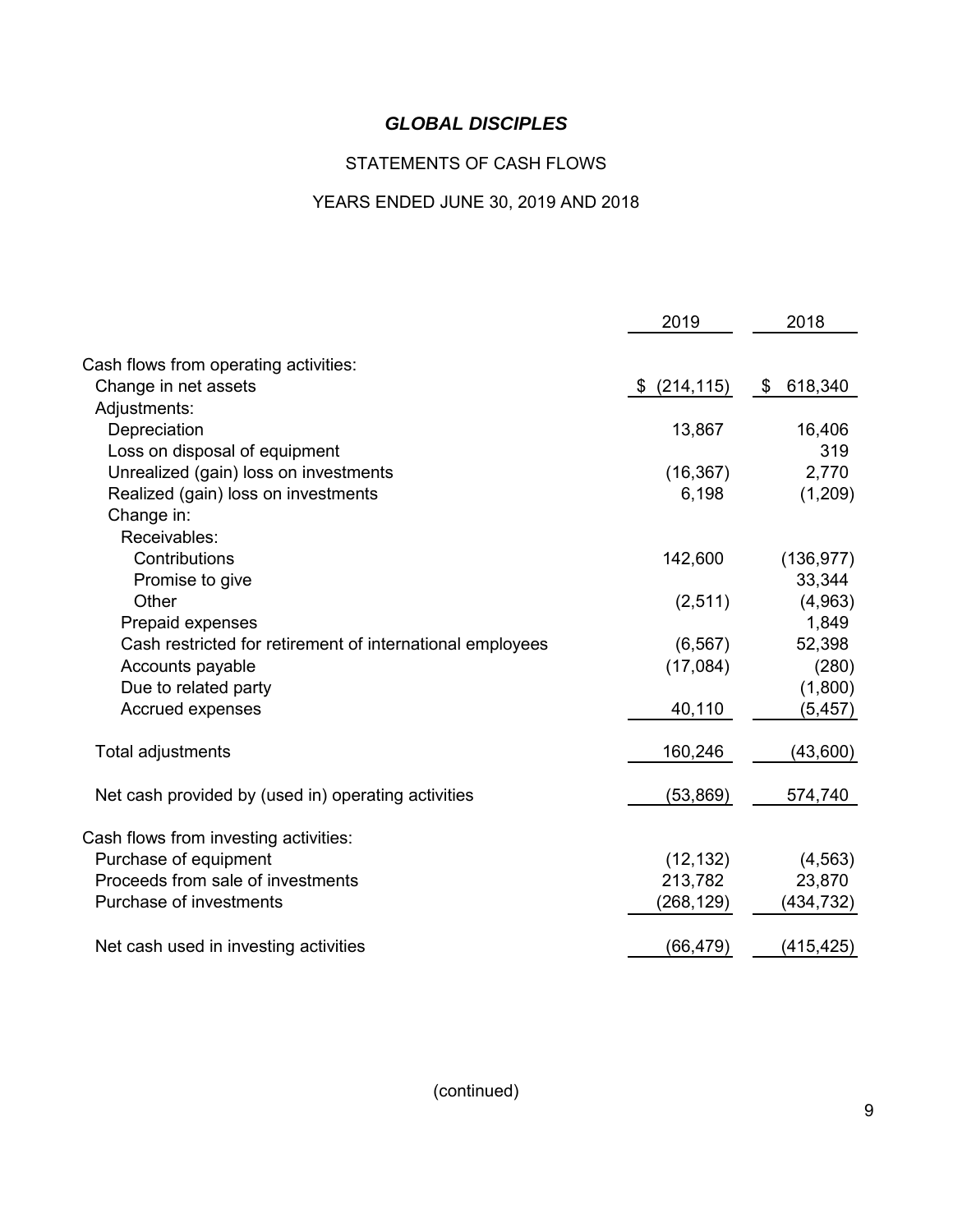# *GLOBAL DISCIPLES*

STATEMENTS OF CASH FLOWS

YEARS ENDED JUNE 30, 2019 AND 2018

| | 2019 | 2018 |
|---|---|---|
| Cash flows from operating activities: | | |
| Change in net assets | $ (214,115) | $ 618,340 |
| Adjustments: | | |
| Depreciation | 13,867 | 16,406 |
| Loss on disposal of equipment | | 319 |
| Unrealized (gain) loss on investments | (16,367) | 2,770 |
| Realized (gain) loss on investments | 6,198 | (1,209) |
| Change in: | | |
| Receivables: | | |
| Contributions | 142,600 | (136,977) |
| Promise to give | | 33,344 |
| Other | (2,511) | (4,963) |
| Prepaid expenses | | 1,849 |
| Cash restricted for retirement of international employees | (6,567) | 52,398 |
| Accounts payable | (17,084) | (280) |
| Due to related party | | (1,800) |
| Accrued expenses | 40,110 | (5,457) |
| Total adjustments | 160,246 | (43,600) |
| Net cash provided by (used in) operating activities | (53,869) | 574,740 |
| Cash flows from investing activities: | | |
| Purchase of equipment | (12,132) | (4,563) |
| Proceeds from sale of investments | 213,782 | 23,870 |
| Purchase of investments | (268,129) | (434,732) |
| Net cash used in investing activities | (66,479) | (415,425) |

(continued)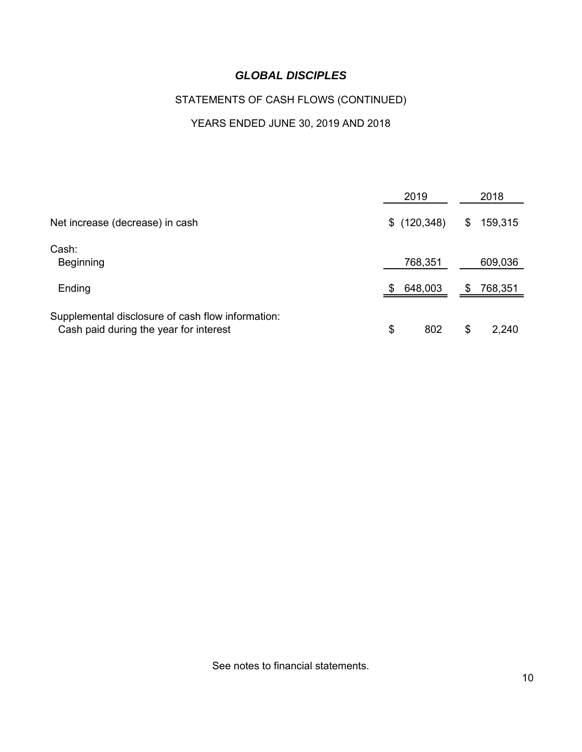# *GLOBAL DISCIPLES*

## STATEMENTS OF CASH FLOWS (CONTINUED)

## YEARS ENDED JUNE 30, 2019 AND 2018

| | 2019 | 2018 |
|---|---|---|
| Net increase (decrease) in cash | $ (120,348) | $ 159,315 |
| Cash: | | |
| Beginning | 768,351 | 609,036 |
| Ending | $ 648,003 | $ 768,351 |
| Supplemental disclosure of cash flow information: | | |
| Cash paid during the year for interest | $ 802 | $ 2,240 |

See notes to financial statements.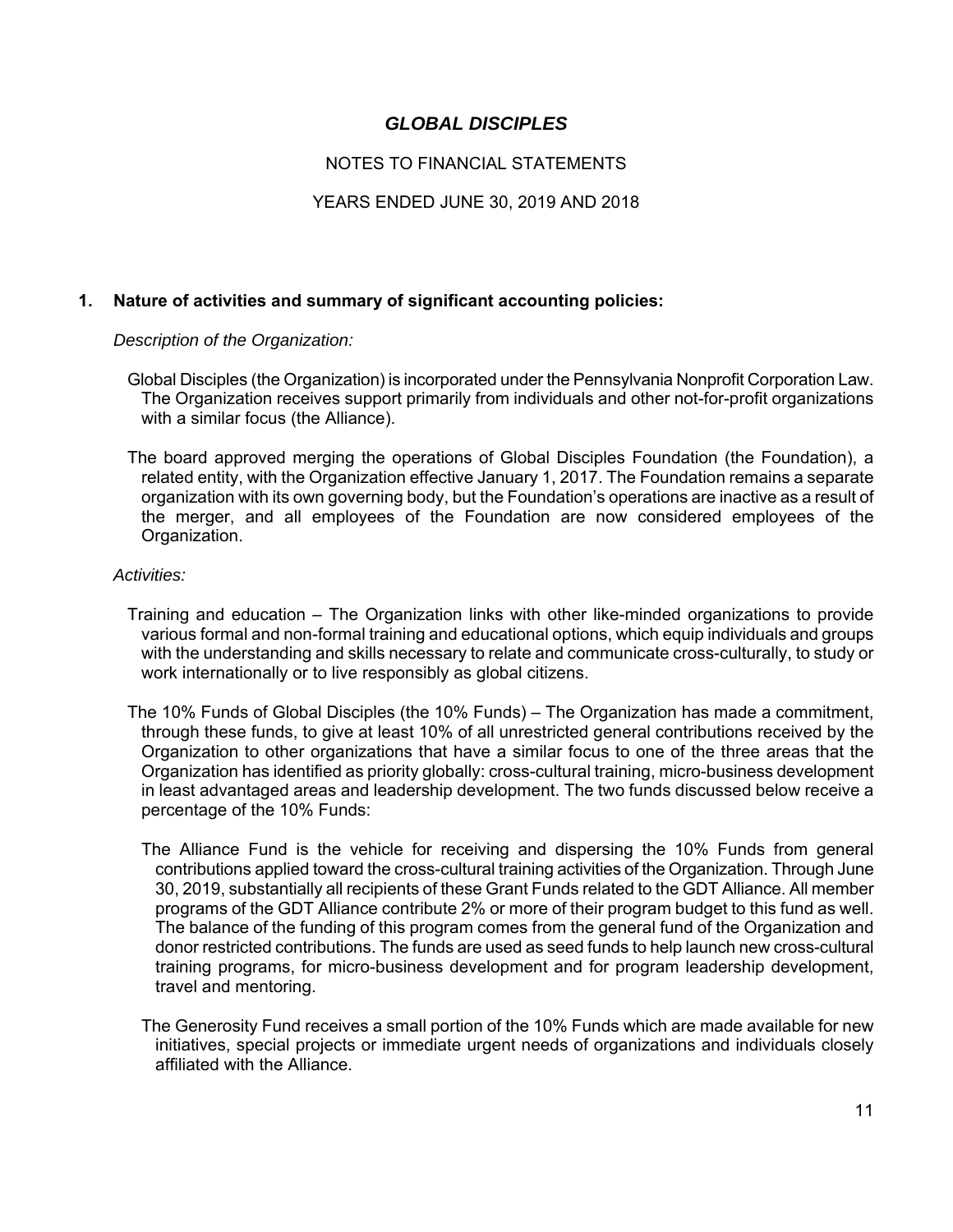# GLOBAL DISCIPLES

NOTES TO FINANCIAL STATEMENTS

YEARS ENDED JUNE 30, 2019 AND 2018

## 1. Nature of activities and summary of significant accounting policies:

*Description of the Organization:*

Global Disciples (the Organization) is incorporated under the Pennsylvania Nonprofit Corporation Law. The Organization receives support primarily from individuals and other not-for-profit organizations with a similar focus (the Alliance).

The board approved merging the operations of Global Disciples Foundation (the Foundation), a related entity, with the Organization effective January 1, 2017. The Foundation remains a separate organization with its own governing body, but the Foundation's operations are inactive as a result of the merger, and all employees of the Foundation are now considered employees of the Organization.

*Activities:*

Training and education – The Organization links with other like-minded organizations to provide various formal and non-formal training and educational options, which equip individuals and groups with the understanding and skills necessary to relate and communicate cross-culturally, to study or work internationally or to live responsibly as global citizens.

The 10% Funds of Global Disciples (the 10% Funds) – The Organization has made a commitment, through these funds, to give at least 10% of all unrestricted general contributions received by the Organization to other organizations that have a similar focus to one of the three areas that the Organization has identified as priority globally: cross-cultural training, micro-business development in least advantaged areas and leadership development. The two funds discussed below receive a percentage of the 10% Funds:

The Alliance Fund is the vehicle for receiving and dispersing the 10% Funds from general contributions applied toward the cross-cultural training activities of the Organization. Through June 30, 2019, substantially all recipients of these Grant Funds related to the GDT Alliance. All member programs of the GDT Alliance contribute 2% or more of their program budget to this fund as well. The balance of the funding of this program comes from the general fund of the Organization and donor restricted contributions. The funds are used as seed funds to help launch new cross-cultural training programs, for micro-business development and for program leadership development, travel and mentoring.

The Generosity Fund receives a small portion of the 10% Funds which are made available for new initiatives, special projects or immediate urgent needs of organizations and individuals closely affiliated with the Alliance.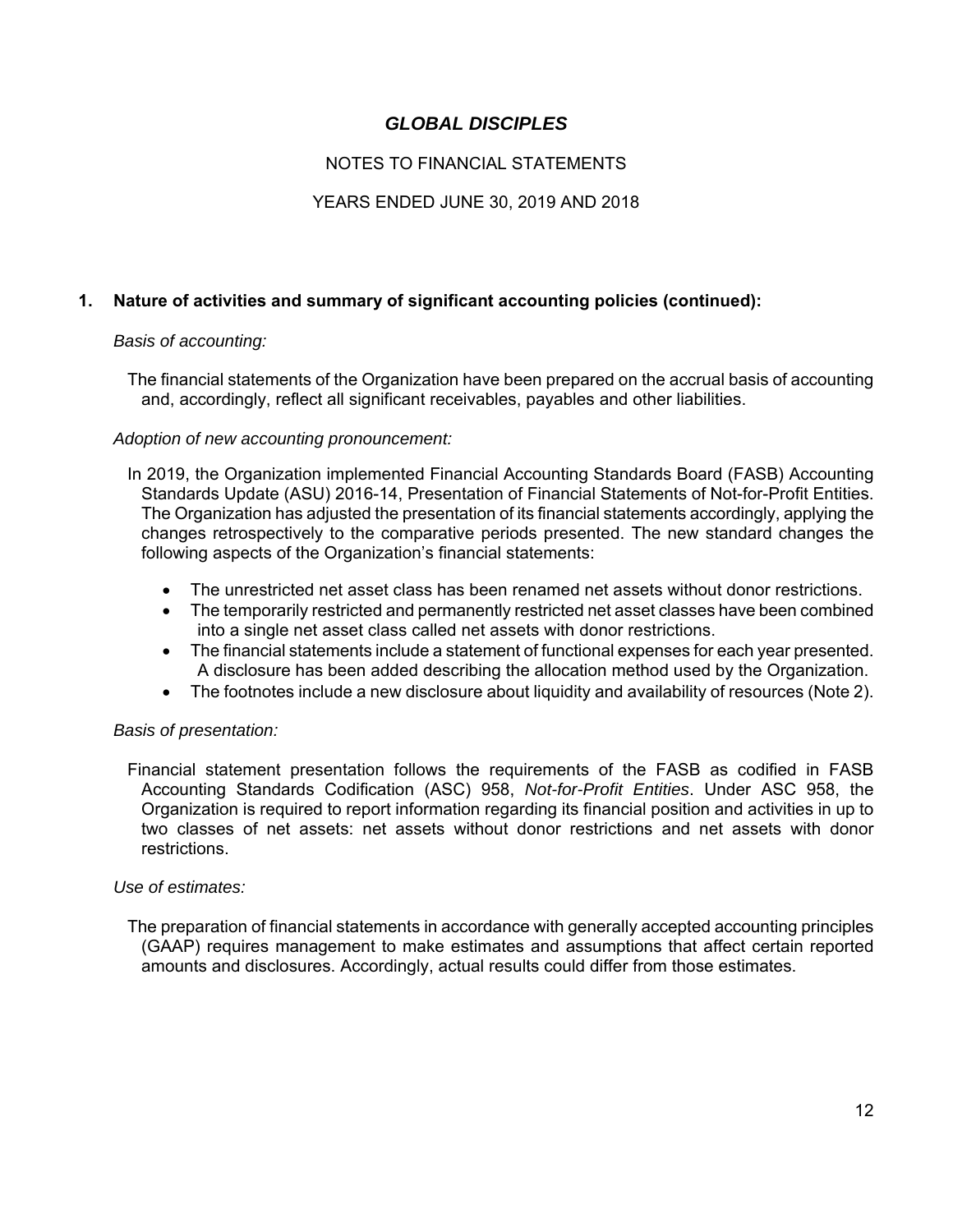## 1. Nature of activities and summary of significant accounting policies (continued):

*Basis of accounting:*

The financial statements of the Organization have been prepared on the accrual basis of accounting and, accordingly, reflect all significant receivables, payables and other liabilities.

*Adoption of new accounting pronouncement:*

In 2019, the Organization implemented Financial Accounting Standards Board (FASB) Accounting Standards Update (ASU) 2016-14, Presentation of Financial Statements of Not-for-Profit Entities. The Organization has adjusted the presentation of its financial statements accordingly, applying the changes retrospectively to the comparative periods presented. The new standard changes the following aspects of the Organization's financial statements:

- The unrestricted net asset class has been renamed net assets without donor restrictions.
- The temporarily restricted and permanently restricted net asset classes have been combined into a single net asset class called net assets with donor restrictions.
- The financial statements include a statement of functional expenses for each year presented. A disclosure has been added describing the allocation method used by the Organization.
- The footnotes include a new disclosure about liquidity and availability of resources (Note 2).

*Basis of presentation:*

Financial statement presentation follows the requirements of the FASB as codified in FASB Accounting Standards Codification (ASC) 958, *Not-for-Profit Entities*. Under ASC 958, the Organization is required to report information regarding its financial position and activities in up to two classes of net assets: net assets without donor restrictions and net assets with donor restrictions.

*Use of estimates:*

The preparation of financial statements in accordance with generally accepted accounting principles (GAAP) requires management to make estimates and assumptions that affect certain reported amounts and disclosures. Accordingly, actual results could differ from those estimates.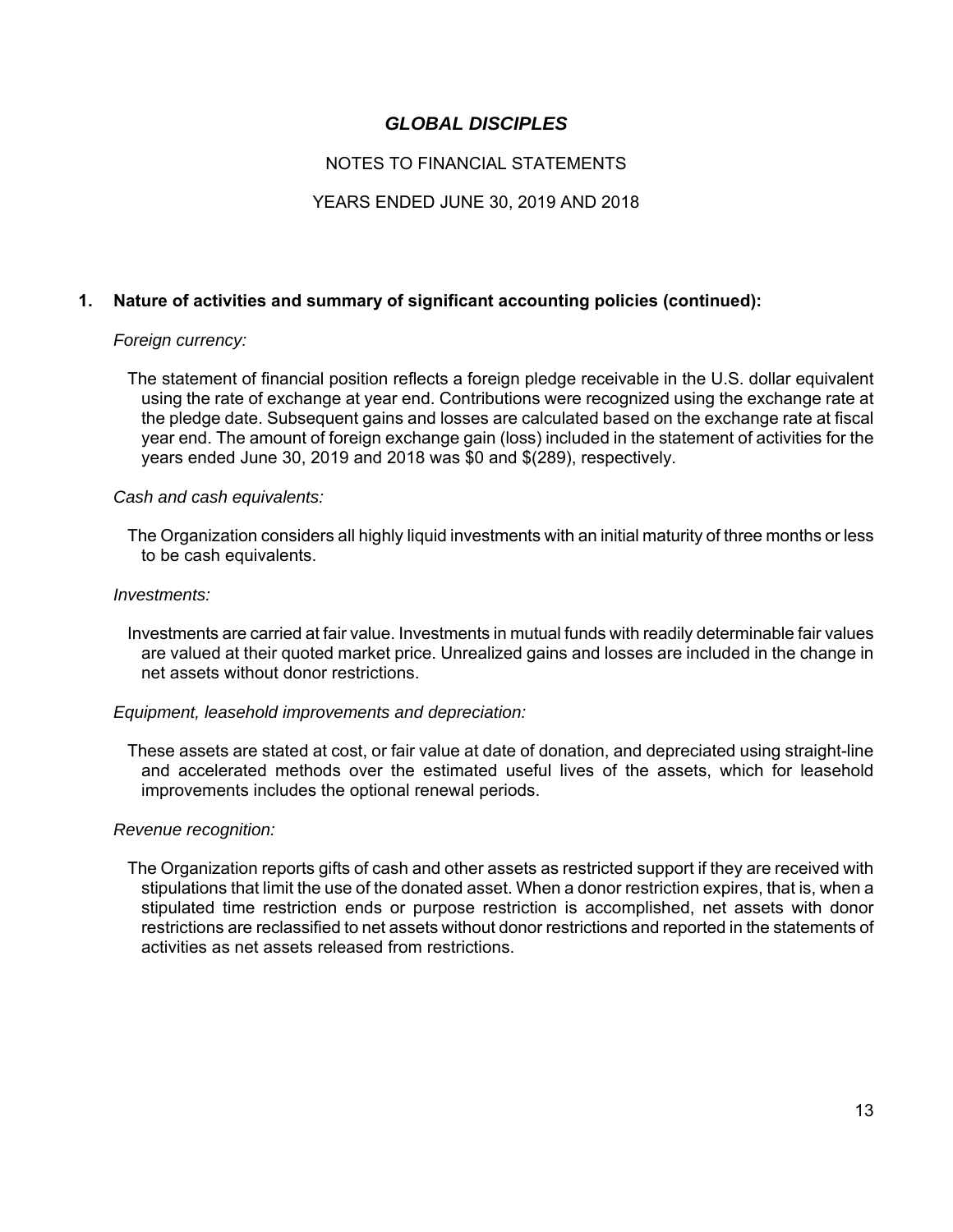# GLOBAL DISCIPLES

NOTES TO FINANCIAL STATEMENTS

YEARS ENDED JUNE 30, 2019 AND 2018

## 1. Nature of activities and summary of significant accounting policies (continued):

*Foreign currency:*

The statement of financial position reflects a foreign pledge receivable in the U.S. dollar equivalent using the rate of exchange at year end. Contributions were recognized using the exchange rate at the pledge date. Subsequent gains and losses are calculated based on the exchange rate at fiscal year end. The amount of foreign exchange gain (loss) included in the statement of activities for the years ended June 30, 2019 and 2018 was $0 and $(289), respectively.

*Cash and cash equivalents:*

The Organization considers all highly liquid investments with an initial maturity of three months or less to be cash equivalents.

*Investments:*

Investments are carried at fair value. Investments in mutual funds with readily determinable fair values are valued at their quoted market price. Unrealized gains and losses are included in the change in net assets without donor restrictions.

*Equipment, leasehold improvements and depreciation:*

These assets are stated at cost, or fair value at date of donation, and depreciated using straight-line and accelerated methods over the estimated useful lives of the assets, which for leasehold improvements includes the optional renewal periods.

*Revenue recognition:*

The Organization reports gifts of cash and other assets as restricted support if they are received with stipulations that limit the use of the donated asset. When a donor restriction expires, that is, when a stipulated time restriction ends or purpose restriction is accomplished, net assets with donor restrictions are reclassified to net assets without donor restrictions and reported in the statements of activities as net assets released from restrictions.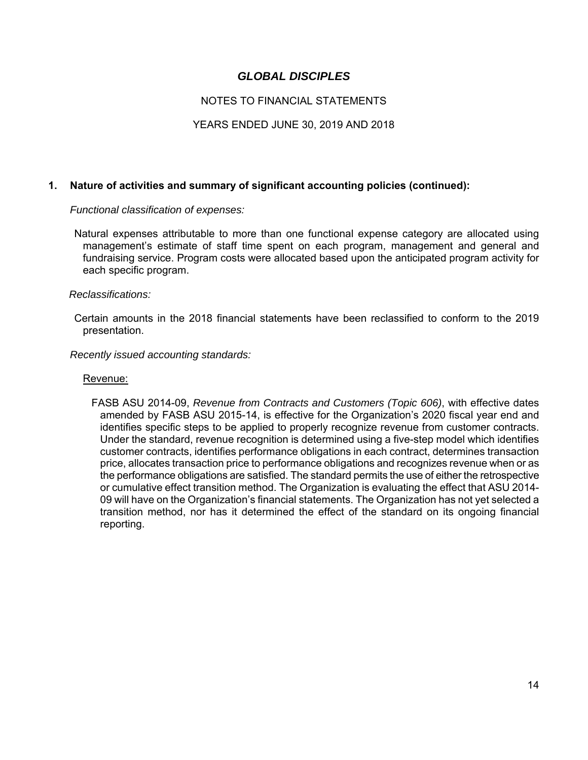# GLOBAL DISCIPLES

NOTES TO FINANCIAL STATEMENTS

YEARS ENDED JUNE 30, 2019 AND 2018

## 1. Nature of activities and summary of significant accounting policies (continued):

*Functional classification of expenses:*

Natural expenses attributable to more than one functional expense category are allocated using management's estimate of staff time spent on each program, management and general and fundraising service. Program costs were allocated based upon the anticipated program activity for each specific program.

*Reclassifications:*

Certain amounts in the 2018 financial statements have been reclassified to conform to the 2019 presentation.

*Recently issued accounting standards:*

Revenue:

FASB ASU 2014-09, *Revenue from Contracts and Customers (Topic 606)*, with effective dates amended by FASB ASU 2015-14, is effective for the Organization's 2020 fiscal year end and identifies specific steps to be applied to properly recognize revenue from customer contracts. Under the standard, revenue recognition is determined using a five-step model which identifies customer contracts, identifies performance obligations in each contract, determines transaction price, allocates transaction price to performance obligations and recognizes revenue when or as the performance obligations are satisfied. The standard permits the use of either the retrospective or cumulative effect transition method. The Organization is evaluating the effect that ASU 2014-09 will have on the Organization's financial statements. The Organization has not yet selected a transition method, nor has it determined the effect of the standard on its ongoing financial reporting.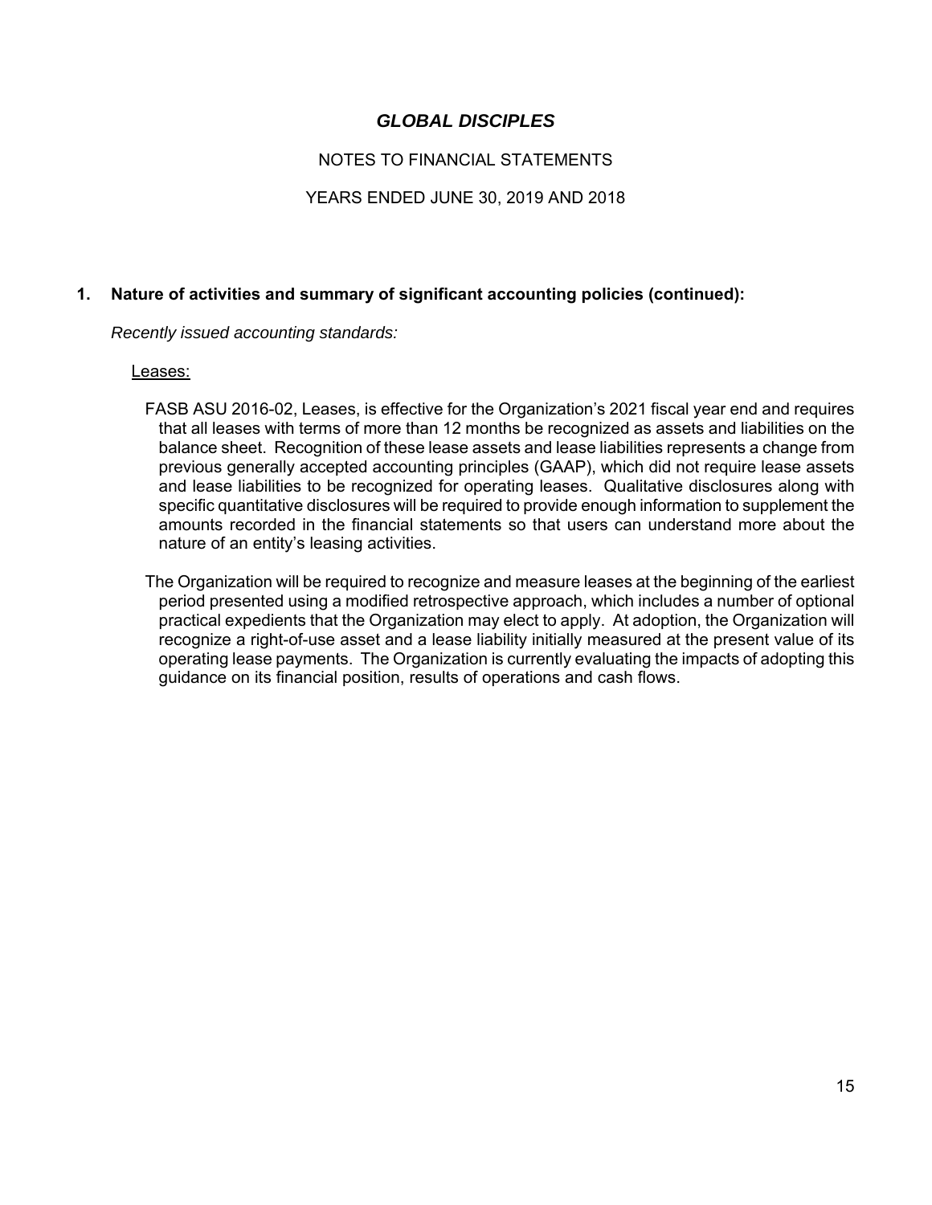# GLOBAL DISCIPLES

NOTES TO FINANCIAL STATEMENTS

YEARS ENDED JUNE 30, 2019 AND 2018

## 1. Nature of activities and summary of significant accounting policies (continued):

*Recently issued accounting standards:*

Leases:

FASB ASU 2016-02, Leases, is effective for the Organization's 2021 fiscal year end and requires that all leases with terms of more than 12 months be recognized as assets and liabilities on the balance sheet. Recognition of these lease assets and lease liabilities represents a change from previous generally accepted accounting principles (GAAP), which did not require lease assets and lease liabilities to be recognized for operating leases. Qualitative disclosures along with specific quantitative disclosures will be required to provide enough information to supplement the amounts recorded in the financial statements so that users can understand more about the nature of an entity's leasing activities.

The Organization will be required to recognize and measure leases at the beginning of the earliest period presented using a modified retrospective approach, which includes a number of optional practical expedients that the Organization may elect to apply. At adoption, the Organization will recognize a right-of-use asset and a lease liability initially measured at the present value of its operating lease payments. The Organization is currently evaluating the impacts of adopting this guidance on its financial position, results of operations and cash flows.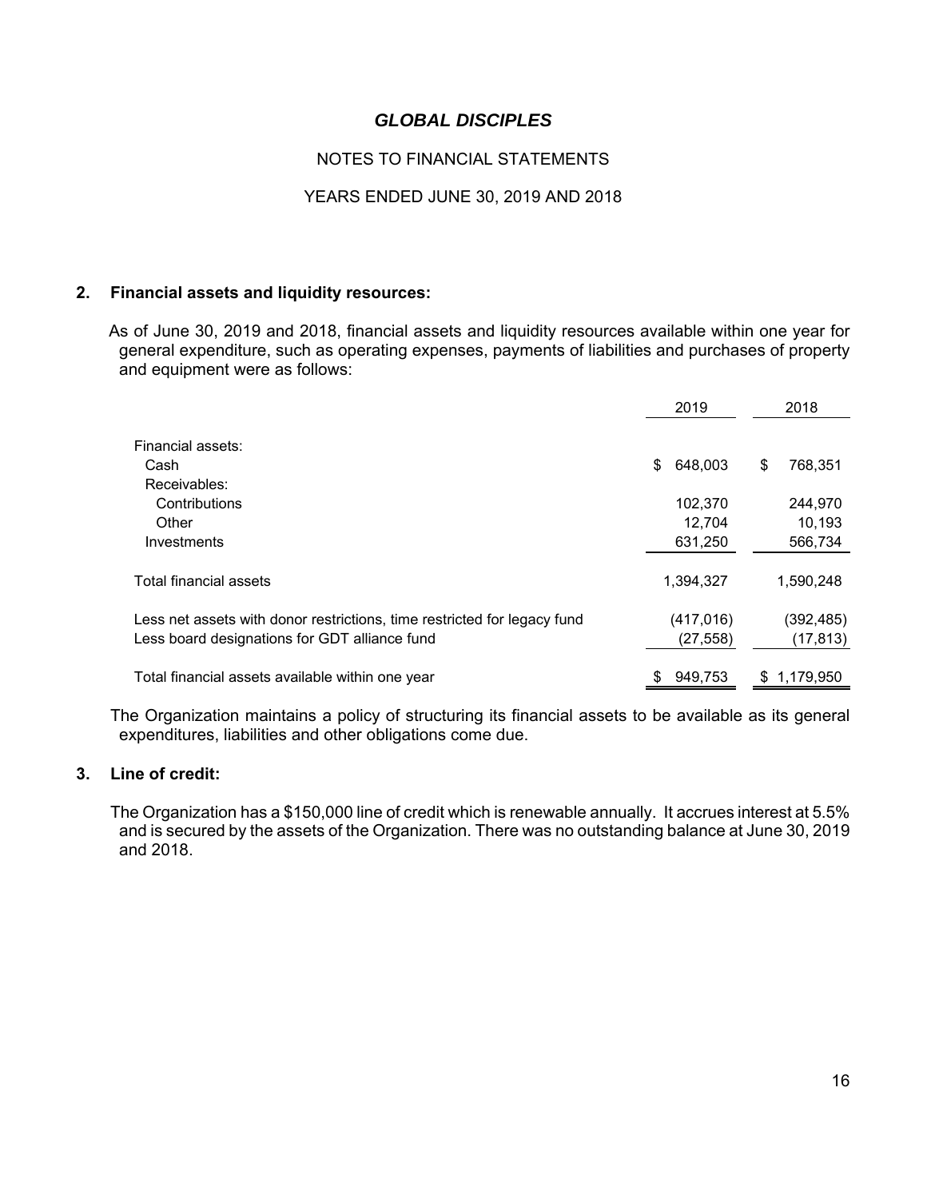# GLOBAL DISCIPLES

NOTES TO FINANCIAL STATEMENTS

YEARS ENDED JUNE 30, 2019 AND 2018

## 2. Financial assets and liquidity resources:

As of June 30, 2019 and 2018, financial assets and liquidity resources available within one year for general expenditure, such as operating expenses, payments of liabilities and purchases of property and equipment were as follows:

| | 2019 | 2018 |
|---|---|---|
| Financial assets: | | |
| Cash | $ 648,003 | $ 768,351 |
| Receivables: | | |
| Contributions | 102,370 | 244,970 |
| Other | 12,704 | 10,193 |
| Investments | 631,250 | 566,734 |
| Total financial assets | 1,394,327 | 1,590,248 |
| Less net assets with donor restrictions, time restricted for legacy fund | (417,016) | (392,485) |
| Less board designations for GDT alliance fund | (27,558) | (17,813) |
| Total financial assets available within one year | $ 949,753 | $ 1,179,950 |

The Organization maintains a policy of structuring its financial assets to be available as its general expenditures, liabilities and other obligations come due.

## 3. Line of credit:

The Organization has a $150,000 line of credit which is renewable annually. It accrues interest at 5.5% and is secured by the assets of the Organization. There was no outstanding balance at June 30, 2019 and 2018.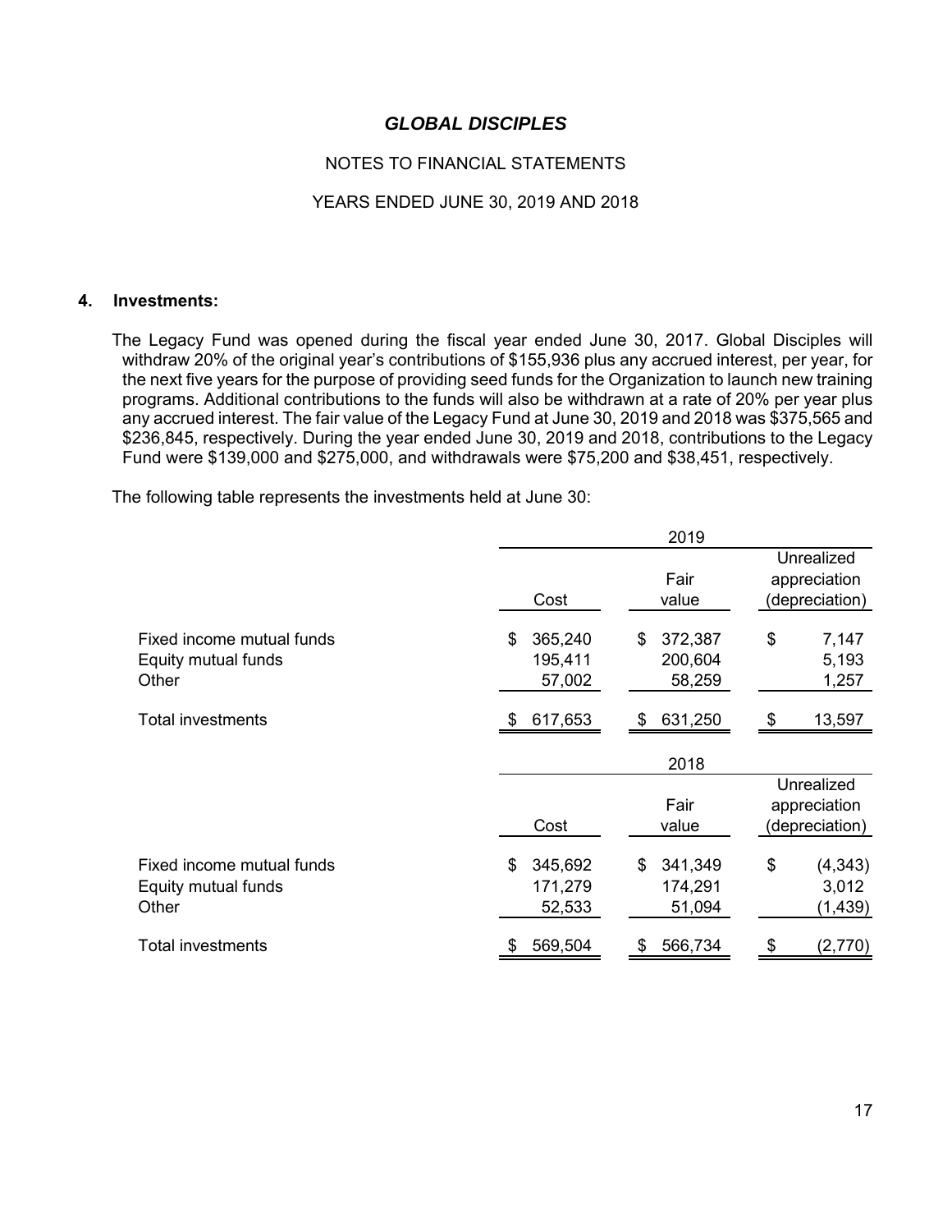## GLOBAL DISCIPLES

NOTES TO FINANCIAL STATEMENTS

YEARS ENDED JUNE 30, 2019 AND 2018

### 4. Investments:

The Legacy Fund was opened during the fiscal year ended June 30, 2017. Global Disciples will withdraw 20% of the original year's contributions of $155,936 plus any accrued interest, per year, for the next five years for the purpose of providing seed funds for the Organization to launch new training programs. Additional contributions to the funds will also be withdrawn at a rate of 20% per year plus any accrued interest. The fair value of the Legacy Fund at June 30, 2019 and 2018 was $375,565 and $236,845, respectively. During the year ended June 30, 2019 and 2018, contributions to the Legacy Fund were $139,000 and $275,000, and withdrawals were $75,200 and $38,451, respectively.

The following table represents the investments held at June 30:

| | 2019 | | |
|---|---|---|---|
| | Cost | Fair value | Unrealized appreciation (depreciation) |
| Fixed income mutual funds | $ 365,240 | $ 372,387 | $ 7,147 |
| Equity mutual funds | 195,411 | 200,604 | 5,193 |
| Other | 57,002 | 58,259 | 1,257 |
| Total investments | $ 617,653 | $ 631,250 | $ 13,597 |

| | 2018 | | |
|---|---|---|---|
| | Cost | Fair value | Unrealized appreciation (depreciation) |
| Fixed income mutual funds | $ 345,692 | $ 341,349 | $ (4,343) |
| Equity mutual funds | 171,279 | 174,291 | 3,012 |
| Other | 52,533 | 51,094 | (1,439) |
| Total investments | $ 569,504 | $ 566,734 | $ (2,770) |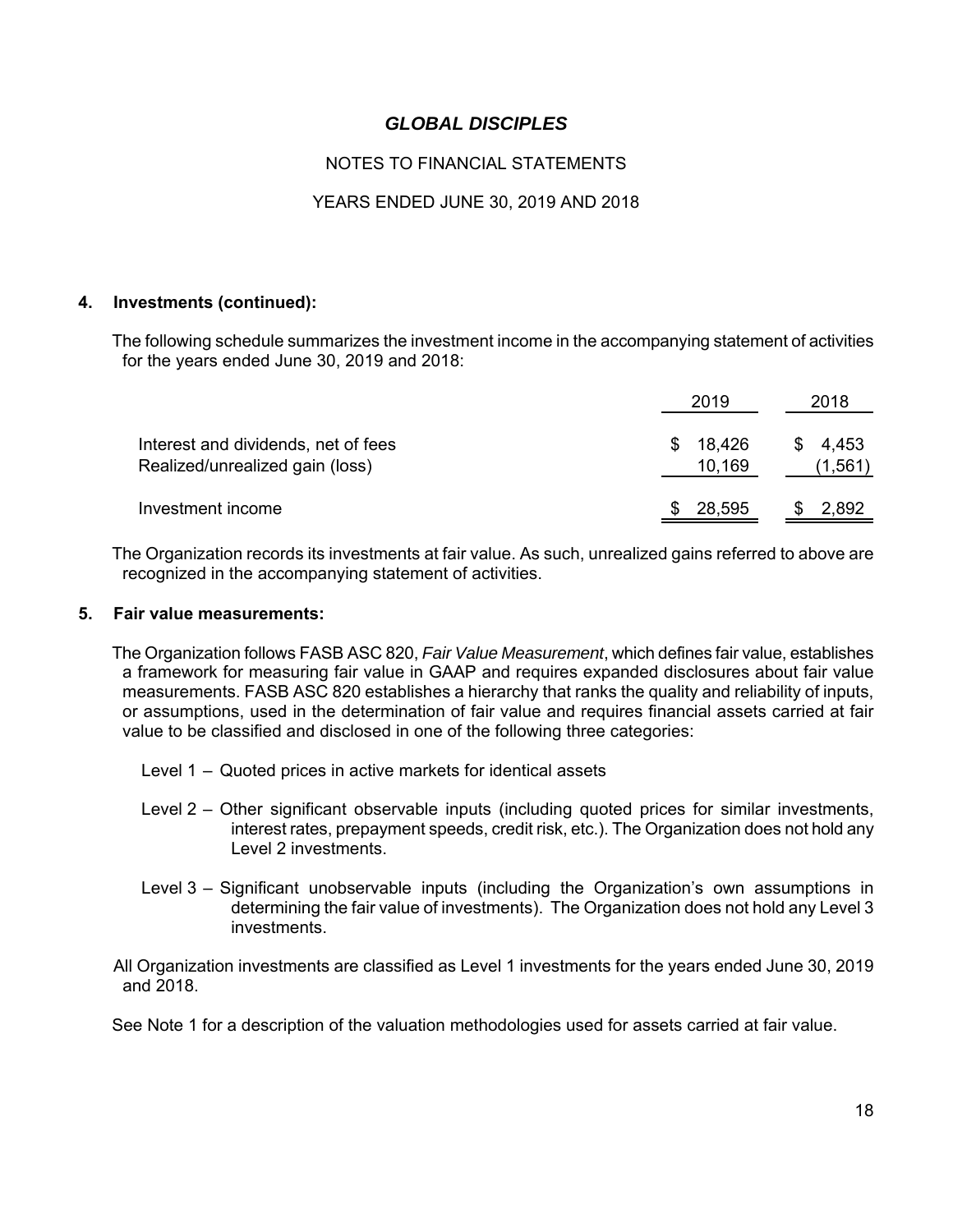# GLOBAL DISCIPLES

NOTES TO FINANCIAL STATEMENTS

YEARS ENDED JUNE 30, 2019 AND 2018

## 4. Investments (continued):

The following schedule summarizes the investment income in the accompanying statement of activities for the years ended June 30, 2019 and 2018:

| | 2019 | 2018 |
|---|---|---|
| Interest and dividends, net of fees | $ 18,426 | $ 4,453 |
| Realized/unrealized gain (loss) | 10,169 | (1,561) |
| Investment income | $ 28,595 | $ 2,892 |

The Organization records its investments at fair value. As such, unrealized gains referred to above are recognized in the accompanying statement of activities.

## 5. Fair value measurements:

The Organization follows FASB ASC 820, *Fair Value Measurement*, which defines fair value, establishes a framework for measuring fair value in GAAP and requires expanded disclosures about fair value measurements. FASB ASC 820 establishes a hierarchy that ranks the quality and reliability of inputs, or assumptions, used in the determination of fair value and requires financial assets carried at fair value to be classified and disclosed in one of the following three categories:

Level 1 – Quoted prices in active markets for identical assets

Level 2 – Other significant observable inputs (including quoted prices for similar investments, interest rates, prepayment speeds, credit risk, etc.). The Organization does not hold any Level 2 investments.

Level 3 – Significant unobservable inputs (including the Organization's own assumptions in determining the fair value of investments). The Organization does not hold any Level 3 investments.

All Organization investments are classified as Level 1 investments for the years ended June 30, 2019 and 2018.

See Note 1 for a description of the valuation methodologies used for assets carried at fair value.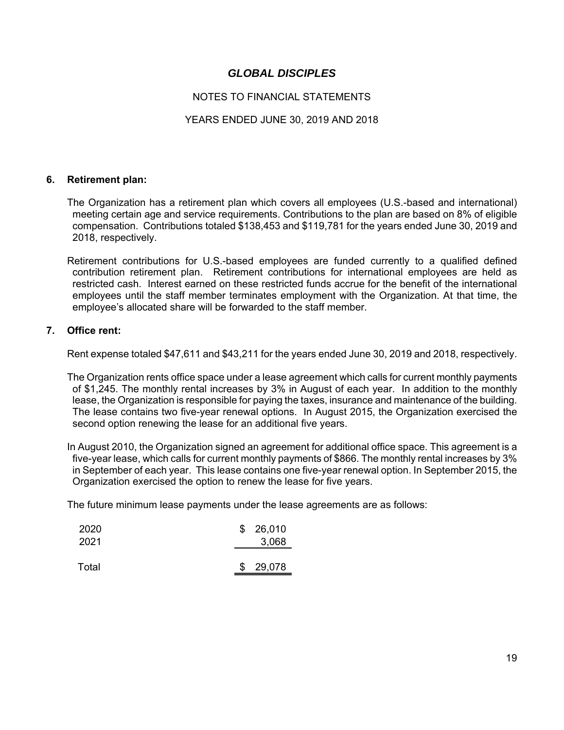# *GLOBAL DISCIPLES*

NOTES TO FINANCIAL STATEMENTS

YEARS ENDED JUNE 30, 2019 AND 2018

## 6. Retirement plan:

The Organization has a retirement plan which covers all employees (U.S.-based and international) meeting certain age and service requirements. Contributions to the plan are based on 8% of eligible compensation. Contributions totaled $138,453 and $119,781 for the years ended June 30, 2019 and 2018, respectively.

Retirement contributions for U.S.-based employees are funded currently to a qualified defined contribution retirement plan. Retirement contributions for international employees are held as restricted cash. Interest earned on these restricted funds accrue for the benefit of the international employees until the staff member terminates employment with the Organization. At that time, the employee's allocated share will be forwarded to the staff member.

## 7. Office rent:

Rent expense totaled $47,611 and $43,211 for the years ended June 30, 2019 and 2018, respectively.

The Organization rents office space under a lease agreement which calls for current monthly payments of $1,245. The monthly rental increases by 3% in August of each year. In addition to the monthly lease, the Organization is responsible for paying the taxes, insurance and maintenance of the building. The lease contains two five-year renewal options. In August 2015, the Organization exercised the second option renewing the lease for an additional five years.

In August 2010, the Organization signed an agreement for additional office space. This agreement is a five-year lease, which calls for current monthly payments of $866. The monthly rental increases by 3% in September of each year. This lease contains one five-year renewal option. In September 2015, the Organization exercised the option to renew the lease for five years.

The future minimum lease payments under the lease agreements are as follows:

| | |
|---|---|
| 2020 | $ 26,010 |
| 2021 | 3,068 |
| Total | $ 29,078 |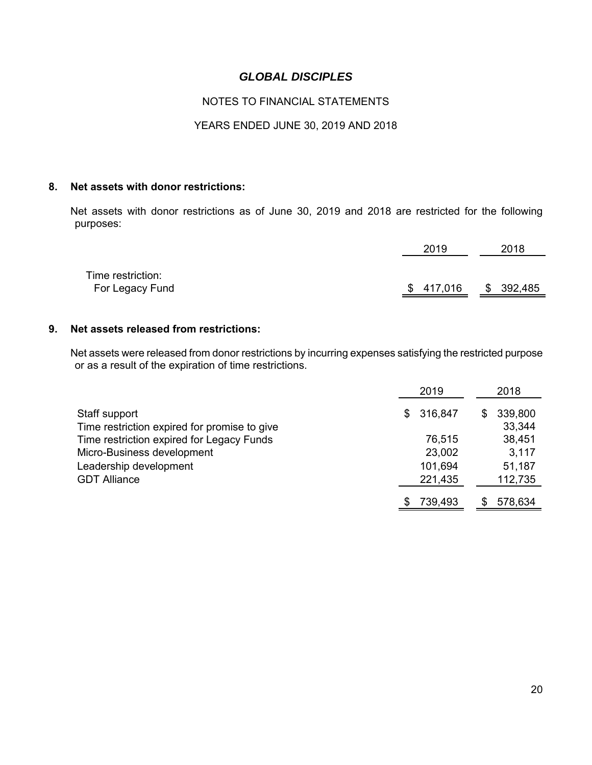# *GLOBAL DISCIPLES*

NOTES TO FINANCIAL STATEMENTS

YEARS ENDED JUNE 30, 2019 AND 2018

## 8. Net assets with donor restrictions:

Net assets with donor restrictions as of June 30, 2019 and 2018 are restricted for the following purposes:

| | 2019 | 2018 |
|---|---|---|
| Time restriction: | | |
| For Legacy Fund | $ 417,016 | $ 392,485 |

## 9. Net assets released from restrictions:

Net assets were released from donor restrictions by incurring expenses satisfying the restricted purpose or as a result of the expiration of time restrictions.

| | 2019 | 2018 |
|---|---|---|
| Staff support | $ 316,847 | $ 339,800 |
| Time restriction expired for promise to give | | 33,344 |
| Time restriction expired for Legacy Funds | 76,515 | 38,451 |
| Micro-Business development | 23,002 | 3,117 |
| Leadership development | 101,694 | 51,187 |
| GDT Alliance | 221,435 | 112,735 |
| | $ 739,493 | $ 578,634 |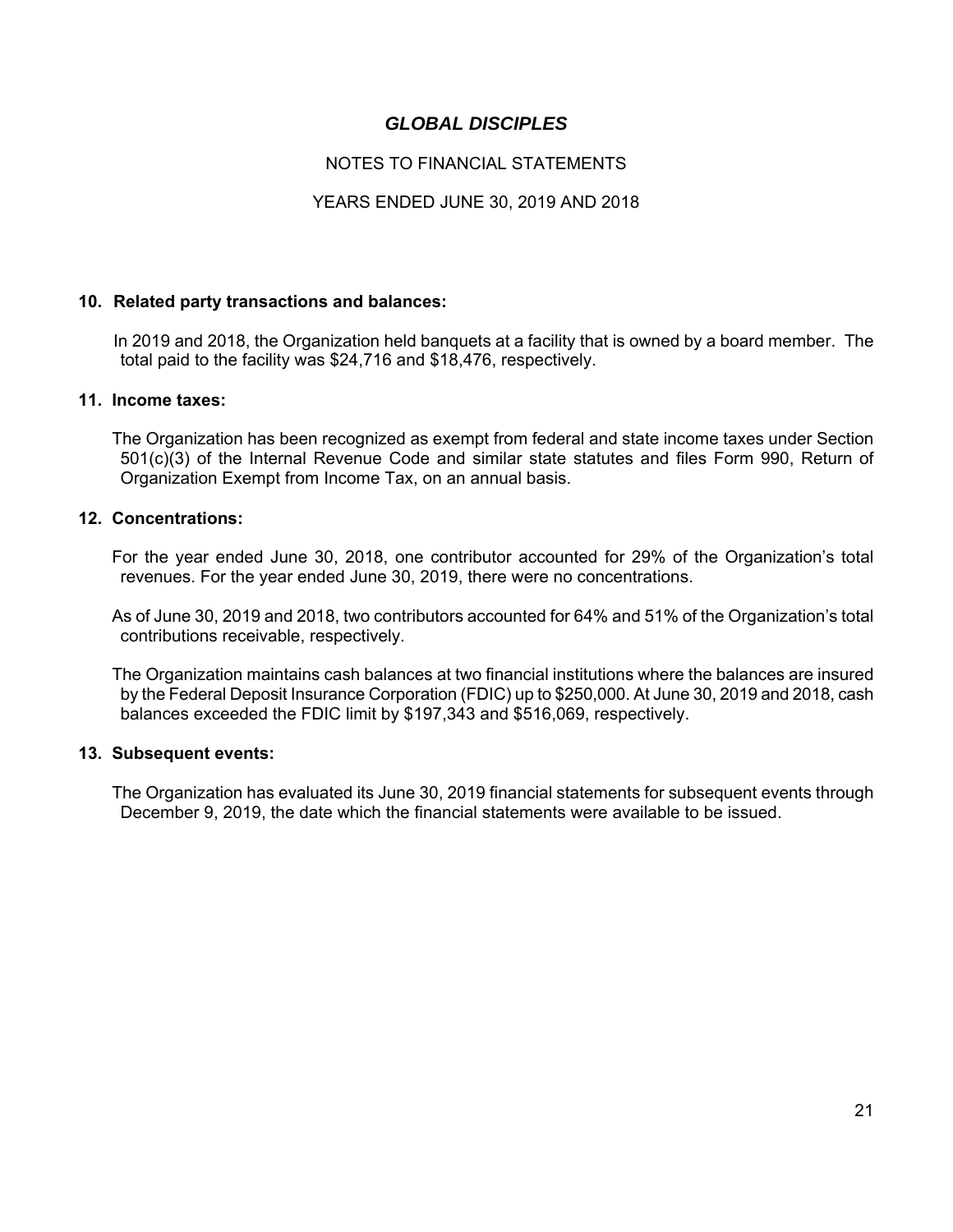# *GLOBAL DISCIPLES*

NOTES TO FINANCIAL STATEMENTS

YEARS ENDED JUNE 30, 2019 AND 2018

**10. Related party transactions and balances:**

In 2019 and 2018, the Organization held banquets at a facility that is owned by a board member. The total paid to the facility was $24,716 and $18,476, respectively.

**11. Income taxes:**

The Organization has been recognized as exempt from federal and state income taxes under Section 501(c)(3) of the Internal Revenue Code and similar state statutes and files Form 990, Return of Organization Exempt from Income Tax, on an annual basis.

**12. Concentrations:**

For the year ended June 30, 2018, one contributor accounted for 29% of the Organization's total revenues. For the year ended June 30, 2019, there were no concentrations.

As of June 30, 2019 and 2018, two contributors accounted for 64% and 51% of the Organization's total contributions receivable, respectively.

The Organization maintains cash balances at two financial institutions where the balances are insured by the Federal Deposit Insurance Corporation (FDIC) up to $250,000. At June 30, 2019 and 2018, cash balances exceeded the FDIC limit by $197,343 and $516,069, respectively.

**13. Subsequent events:**

The Organization has evaluated its June 30, 2019 financial statements for subsequent events through December 9, 2019, the date which the financial statements were available to be issued.